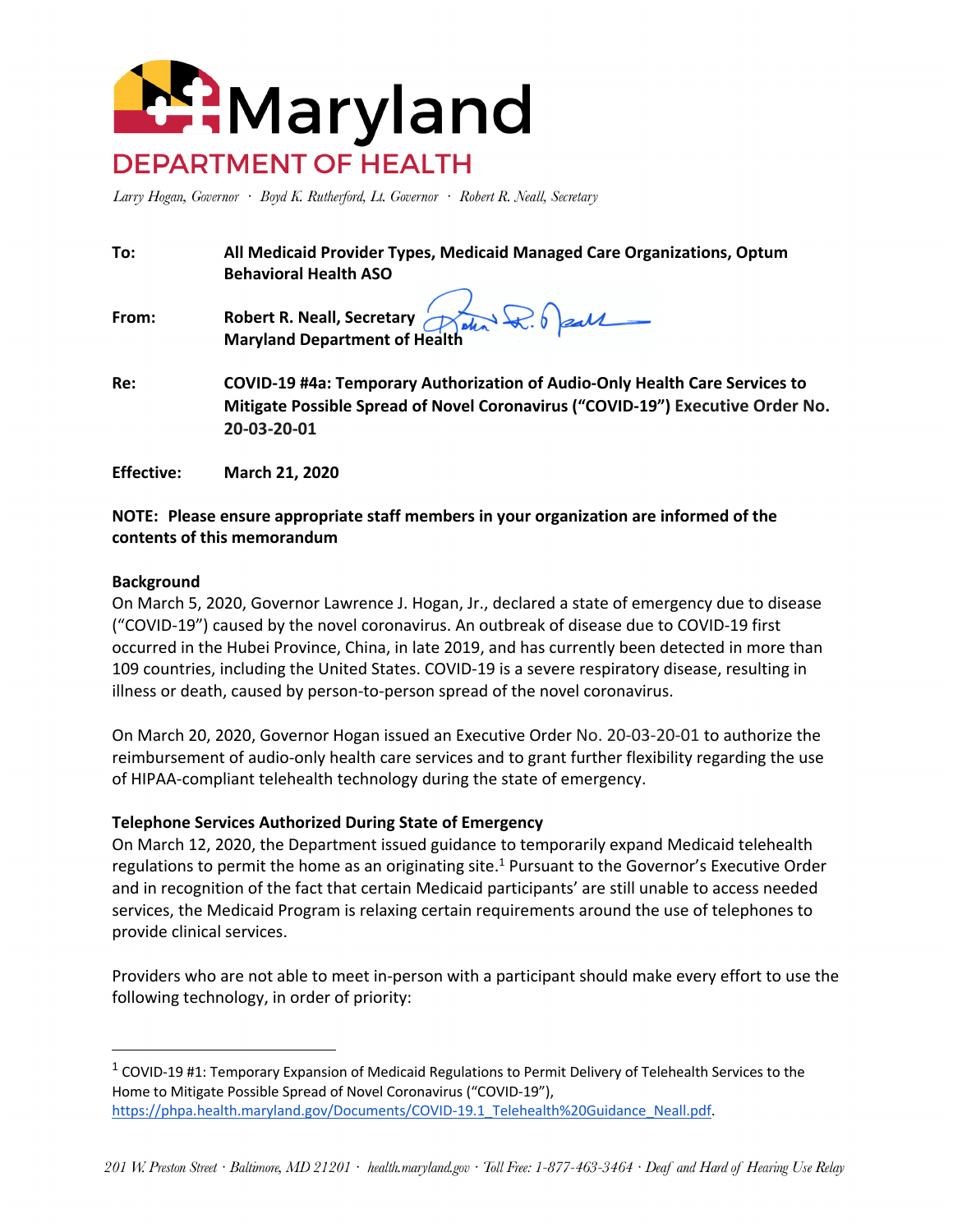# Maryland DEPARTMENT OF HEALTH

*Larry Hogan, Governor · Boyd K. Rutherford, Lt. Governor · Robert R. Neall, Secretary*

**To:** **All Medicaid Provider Types, Medicaid Managed Care Organizations, Optum Behavioral Health ASO**

**From:** **Robert R. Neall, Secretary**
**Maryland Department of Health**

**Re:** **COVID-19 #4a: Temporary Authorization of Audio-Only Health Care Services to Mitigate Possible Spread of Novel Coronavirus ("COVID-19") Executive Order No. 20-03-20-01**

**Effective:** **March 21, 2020**

**NOTE: Please ensure appropriate staff members in your organization are informed of the contents of this memorandum**

**Background**

On March 5, 2020, Governor Lawrence J. Hogan, Jr., declared a state of emergency due to disease ("COVID-19") caused by the novel coronavirus. An outbreak of disease due to COVID-19 first occurred in the Hubei Province, China, in late 2019, and has currently been detected in more than 109 countries, including the United States. COVID-19 is a severe respiratory disease, resulting in illness or death, caused by person-to-person spread of the novel coronavirus.

On March 20, 2020, Governor Hogan issued an Executive Order No. 20-03-20-01 to authorize the reimbursement of audio-only health care services and to grant further flexibility regarding the use of HIPAA-compliant telehealth technology during the state of emergency.

**Telephone Services Authorized During State of Emergency**

On March 12, 2020, the Department issued guidance to temporarily expand Medicaid telehealth regulations to permit the home as an originating site.[1] Pursuant to the Governor's Executive Order and in recognition of the fact that certain Medicaid participants' are still unable to access needed services, the Medicaid Program is relaxing certain requirements around the use of telephones to provide clinical services.

Providers who are not able to meet in-person with a participant should make every effort to use the following technology, in order of priority:

---

[1] COVID-19 #1: Temporary Expansion of Medicaid Regulations to Permit Delivery of Telehealth Services to the Home to Mitigate Possible Spread of Novel Coronavirus ("COVID-19"), https://phpa.health.maryland.gov/Documents/COVID-19.1_Telehealth%20Guidance_Neall.pdf.

*201 W. Preston Street · Baltimore, MD 21201 · health.maryland.gov · Toll Free: 1-877-463-3464 · Deaf and Hard of Hearing Use Relay*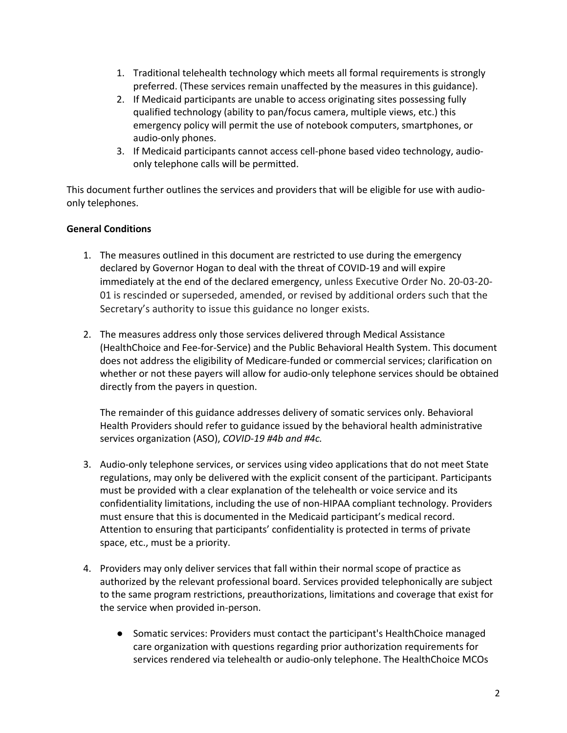1. Traditional telehealth technology which meets all formal requirements is strongly preferred. (These services remain unaffected by the measures in this guidance).
2. If Medicaid participants are unable to access originating sites possessing fully qualified technology (ability to pan/focus camera, multiple views, etc.) this emergency policy will permit the use of notebook computers, smartphones, or audio-only phones.
3. If Medicaid participants cannot access cell-phone based video technology, audio-only telephone calls will be permitted.

This document further outlines the services and providers that will be eligible for use with audio-only telephones.

**General Conditions**

1. The measures outlined in this document are restricted to use during the emergency declared by Governor Hogan to deal with the threat of COVID-19 and will expire immediately at the end of the declared emergency, unless Executive Order No. 20-03-20-01 is rescinded or superseded, amended, or revised by additional orders such that the Secretary's authority to issue this guidance no longer exists.

2. The measures address only those services delivered through Medical Assistance (HealthChoice and Fee-for-Service) and the Public Behavioral Health System. This document does not address the eligibility of Medicare-funded or commercial services; clarification on whether or not these payers will allow for audio-only telephone services should be obtained directly from the payers in question.

   The remainder of this guidance addresses delivery of somatic services only. Behavioral Health Providers should refer to guidance issued by the behavioral health administrative services organization (ASO), *COVID-19 #4b and #4c.*

3. Audio-only telephone services, or services using video applications that do not meet State regulations, may only be delivered with the explicit consent of the participant. Participants must be provided with a clear explanation of the telehealth or voice service and its confidentiality limitations, including the use of non-HIPAA compliant technology. Providers must ensure that this is documented in the Medicaid participant's medical record. Attention to ensuring that participants' confidentiality is protected in terms of private space, etc., must be a priority.

4. Providers may only deliver services that fall within their normal scope of practice as authorized by the relevant professional board. Services provided telephonically are subject to the same program restrictions, preauthorizations, limitations and coverage that exist for the service when provided in-person.

   - Somatic services: Providers must contact the participant's HealthChoice managed care organization with questions regarding prior authorization requirements for services rendered via telehealth or audio-only telephone. The HealthChoice MCOs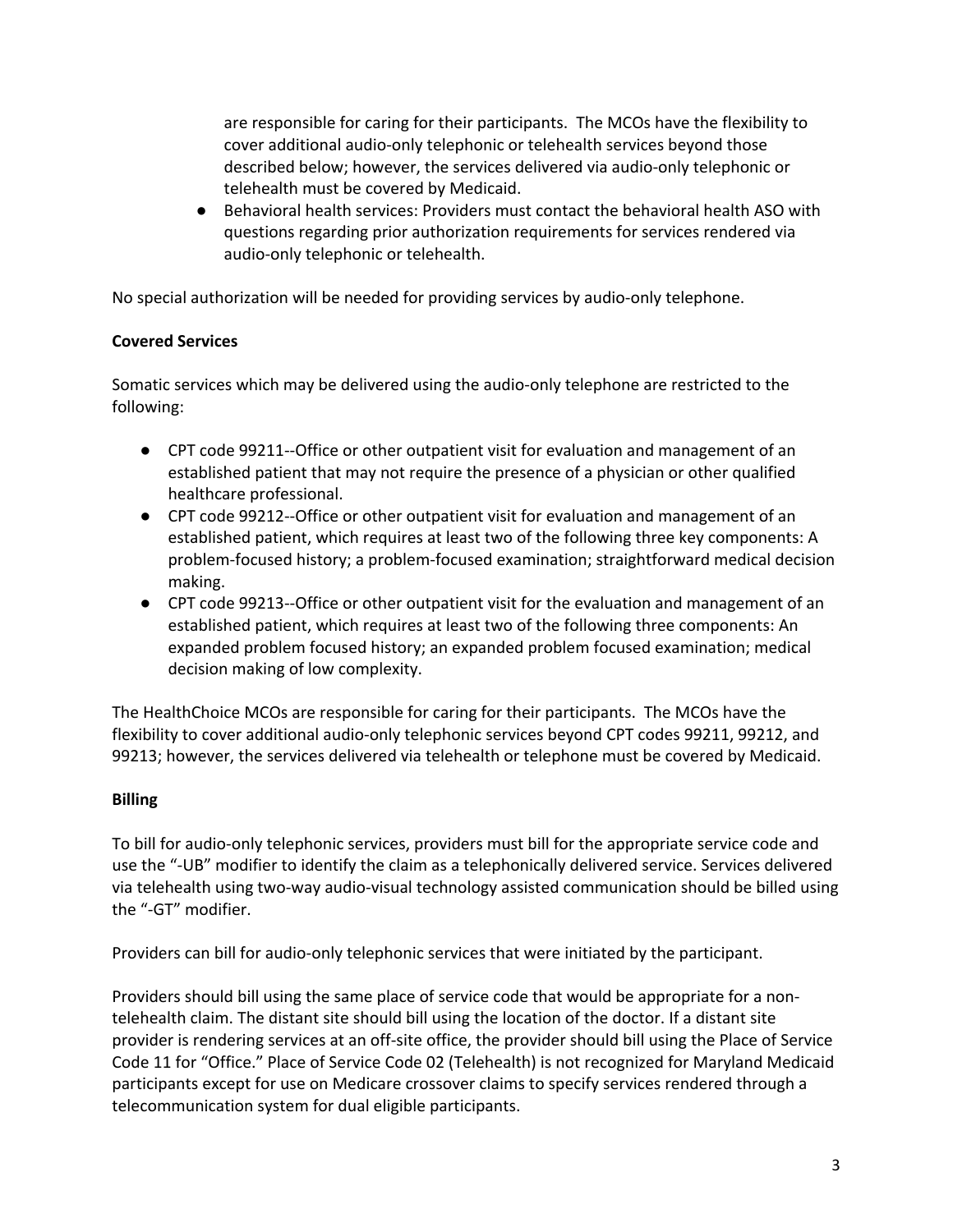are responsible for caring for their participants. The MCOs have the flexibility to cover additional audio-only telephonic or telehealth services beyond those described below; however, the services delivered via audio-only telephonic or telehealth must be covered by Medicaid.
- Behavioral health services: Providers must contact the behavioral health ASO with questions regarding prior authorization requirements for services rendered via audio-only telephonic or telehealth.

No special authorization will be needed for providing services by audio-only telephone.

**Covered Services**

Somatic services which may be delivered using the audio-only telephone are restricted to the following:

- CPT code 99211--Office or other outpatient visit for evaluation and management of an established patient that may not require the presence of a physician or other qualified healthcare professional.
- CPT code 99212--Office or other outpatient visit for evaluation and management of an established patient, which requires at least two of the following three key components: A problem-focused history; a problem-focused examination; straightforward medical decision making.
- CPT code 99213--Office or other outpatient visit for the evaluation and management of an established patient, which requires at least two of the following three components: An expanded problem focused history; an expanded problem focused examination; medical decision making of low complexity.

The HealthChoice MCOs are responsible for caring for their participants. The MCOs have the flexibility to cover additional audio-only telephonic services beyond CPT codes 99211, 99212, and 99213; however, the services delivered via telehealth or telephone must be covered by Medicaid.

**Billing**

To bill for audio-only telephonic services, providers must bill for the appropriate service code and use the "-UB" modifier to identify the claim as a telephonically delivered service. Services delivered via telehealth using two-way audio-visual technology assisted communication should be billed using the "-GT" modifier.

Providers can bill for audio-only telephonic services that were initiated by the participant.

Providers should bill using the same place of service code that would be appropriate for a non-telehealth claim. The distant site should bill using the location of the doctor. If a distant site provider is rendering services at an off-site office, the provider should bill using the Place of Service Code 11 for "Office." Place of Service Code 02 (Telehealth) is not recognized for Maryland Medicaid participants except for use on Medicare crossover claims to specify services rendered through a telecommunication system for dual eligible participants.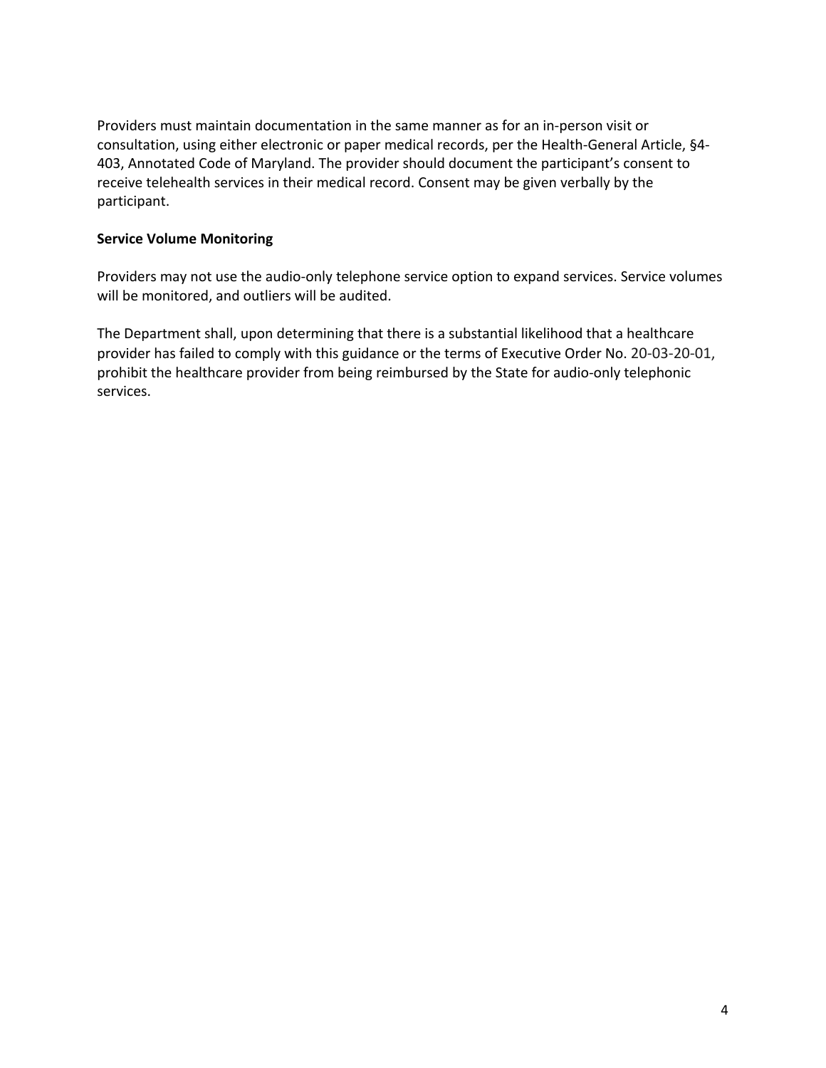Providers must maintain documentation in the same manner as for an in-person visit or consultation, using either electronic or paper medical records, per the Health-General Article, §4-403, Annotated Code of Maryland. The provider should document the participant's consent to receive telehealth services in their medical record. Consent may be given verbally by the participant.

**Service Volume Monitoring**

Providers may not use the audio-only telephone service option to expand services. Service volumes will be monitored, and outliers will be audited.

The Department shall, upon determining that there is a substantial likelihood that a healthcare provider has failed to comply with this guidance or the terms of Executive Order No. 20-03-20-01, prohibit the healthcare provider from being reimbursed by the State for audio-only telephonic services.